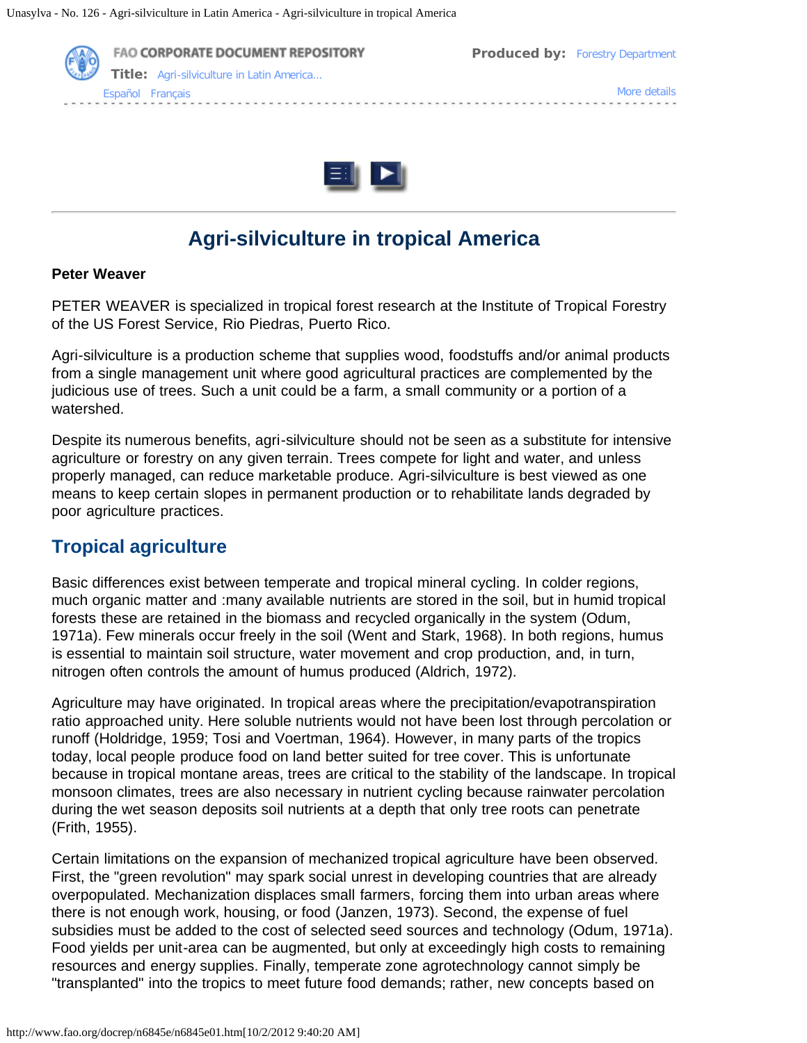# Agri-silviculture in tropical America

**Peter Weaver**

PETER WEAVER is specialized in tropical forest research at the Institute of Tropical Forestry of the US Forest Service, Rio Piedras, Puerto Rico.

Agri-silviculture is a production scheme that supplies wood, foodstuffs and/or animal products from a single management unit where good agricultural practices are complemented by the judicious use of trees. Such a unit could be a farm, a small community or a portion of a watershed.

Despite its numerous benefits, agri-silviculture should not be seen as a substitute for intensive agriculture or forestry on any given terrain. Trees compete for light and water, and unless properly managed, can reduce marketable produce. Agri-silviculture is best viewed as one means to keep certain slopes in permanent production or to rehabilitate lands degraded by poor agriculture practices.

## Tropical agriculture

Basic differences exist between temperate and tropical mineral cycling. In colder regions, much organic matter and :many available nutrients are stored in the soil, but in humid tropical forests these are retained in the biomass and recycled organically in the system (Odum, 1971a). Few minerals occur freely in the soil (Went and Stark, 1968). In both regions, humus is essential to maintain soil structure, water movement and crop production, and, in turn, nitrogen often controls the amount of humus produced (Aldrich, 1972).

Agriculture may have originated. In tropical areas where the precipitation/evapotranspiration ratio approached unity. Here soluble nutrients would not have been lost through percolation or runoff (Holdridge, 1959; Tosi and Voertman, 1964). However, in many parts of the tropics today, local people produce food on land better suited for tree cover. This is unfortunate because in tropical montane areas, trees are critical to the stability of the landscape. In tropical monsoon climates, trees are also necessary in nutrient cycling because rainwater percolation during the wet season deposits soil nutrients at a depth that only tree roots can penetrate (Frith, 1955).

Certain limitations on the expansion of mechanized tropical agriculture have been observed. First, the "green revolution" may spark social unrest in developing countries that are already overpopulated. Mechanization displaces small farmers, forcing them into urban areas where there is not enough work, housing, or food (Janzen, 1973). Second, the expense of fuel subsidies must be added to the cost of selected seed sources and technology (Odum, 1971a). Food yields per unit-area can be augmented, but only at exceedingly high costs to remaining resources and energy supplies. Finally, temperate zone agrotechnology cannot simply be "transplanted" into the tropics to meet future food demands; rather, new concepts based on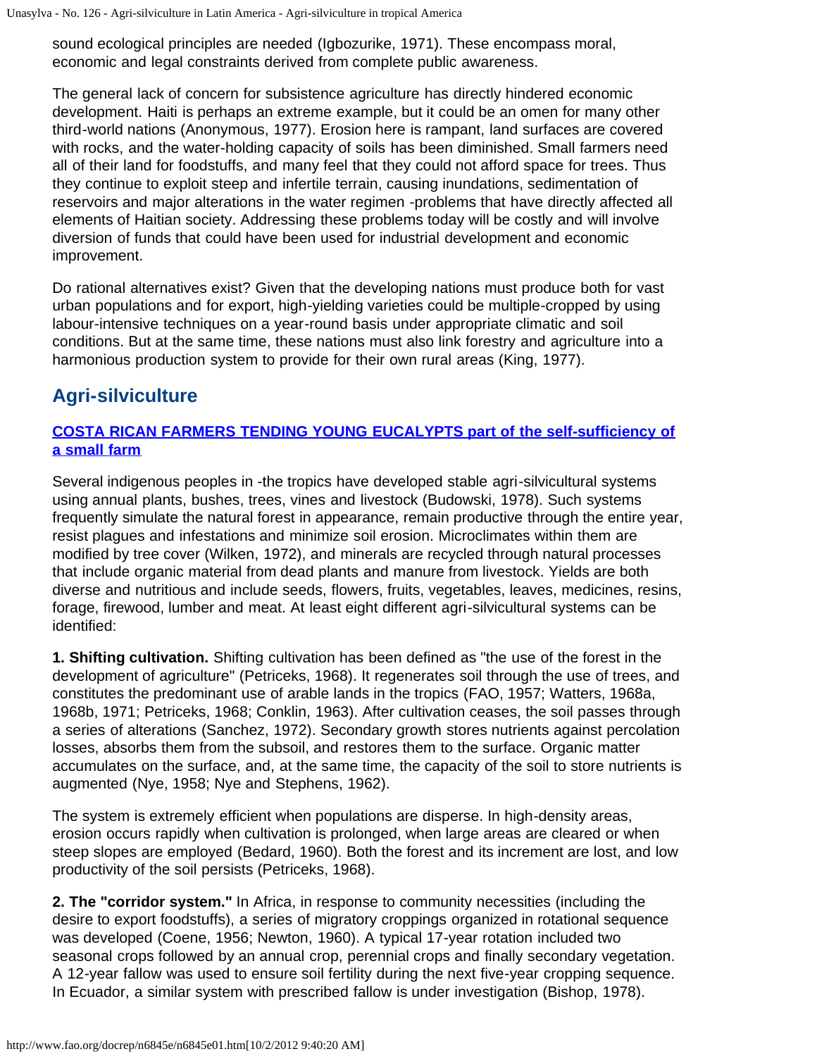sound ecological principles are needed (Igbozurike, 1971). These encompass moral, economic and legal constraints derived from complete public awareness.

The general lack of concern for subsistence agriculture has directly hindered economic development. Haiti is perhaps an extreme example, but it could be an omen for many other third-world nations (Anonymous, 1977). Erosion here is rampant, land surfaces are covered with rocks, and the water-holding capacity of soils has been diminished. Small farmers need all of their land for foodstuffs, and many feel that they could not afford space for trees. Thus they continue to exploit steep and infertile terrain, causing inundations, sedimentation of reservoirs and major alterations in the water regimen -problems that have directly affected all elements of Haitian society. Addressing these problems today will be costly and will involve diversion of funds that could have been used for industrial development and economic improvement.

Do rational alternatives exist? Given that the developing nations must produce both for vast urban populations and for export, high-yielding varieties could be multiple-cropped by using labour-intensive techniques on a year-round basis under appropriate climatic and soil conditions. But at the same time, these nations must also link forestry and agriculture into a harmonious production system to provide for their own rural areas (King, 1977).

## Agri-silviculture

**COSTA RICAN FARMERS TENDING YOUNG EUCALYPTS part of the self-sufficiency of a small farm**

Several indigenous peoples in -the tropics have developed stable agri-silvicultural systems using annual plants, bushes, trees, vines and livestock (Budowski, 1978). Such systems frequently simulate the natural forest in appearance, remain productive through the entire year, resist plagues and infestations and minimize soil erosion. Microclimates within them are modified by tree cover (Wilken, 1972), and minerals are recycled through natural processes that include organic material from dead plants and manure from livestock. Yields are both diverse and nutritious and include seeds, flowers, fruits, vegetables, leaves, medicines, resins, forage, firewood, lumber and meat. At least eight different agri-silvicultural systems can be identified:

**1. Shifting cultivation.** Shifting cultivation has been defined as "the use of the forest in the development of agriculture" (Petriceks, 1968). It regenerates soil through the use of trees, and constitutes the predominant use of arable lands in the tropics (FAO, 1957; Watters, 1968a, 1968b, 1971; Petriceks, 1968; Conklin, 1963). After cultivation ceases, the soil passes through a series of alterations (Sanchez, 1972). Secondary growth stores nutrients against percolation losses, absorbs them from the subsoil, and restores them to the surface. Organic matter accumulates on the surface, and, at the same time, the capacity of the soil to store nutrients is augmented (Nye, 1958; Nye and Stephens, 1962).

The system is extremely efficient when populations are disperse. In high-density areas, erosion occurs rapidly when cultivation is prolonged, when large areas are cleared or when steep slopes are employed (Bedard, 1960). Both the forest and its increment are lost, and low productivity of the soil persists (Petriceks, 1968).

**2. The "corridor system."** In Africa, in response to community necessities (including the desire to export foodstuffs), a series of migratory croppings organized in rotational sequence was developed (Coene, 1956; Newton, 1960). A typical 17-year rotation included two seasonal crops followed by an annual crop, perennial crops and finally secondary vegetation. A 12-year fallow was used to ensure soil fertility during the next five-year cropping sequence. In Ecuador, a similar system with prescribed fallow is under investigation (Bishop, 1978).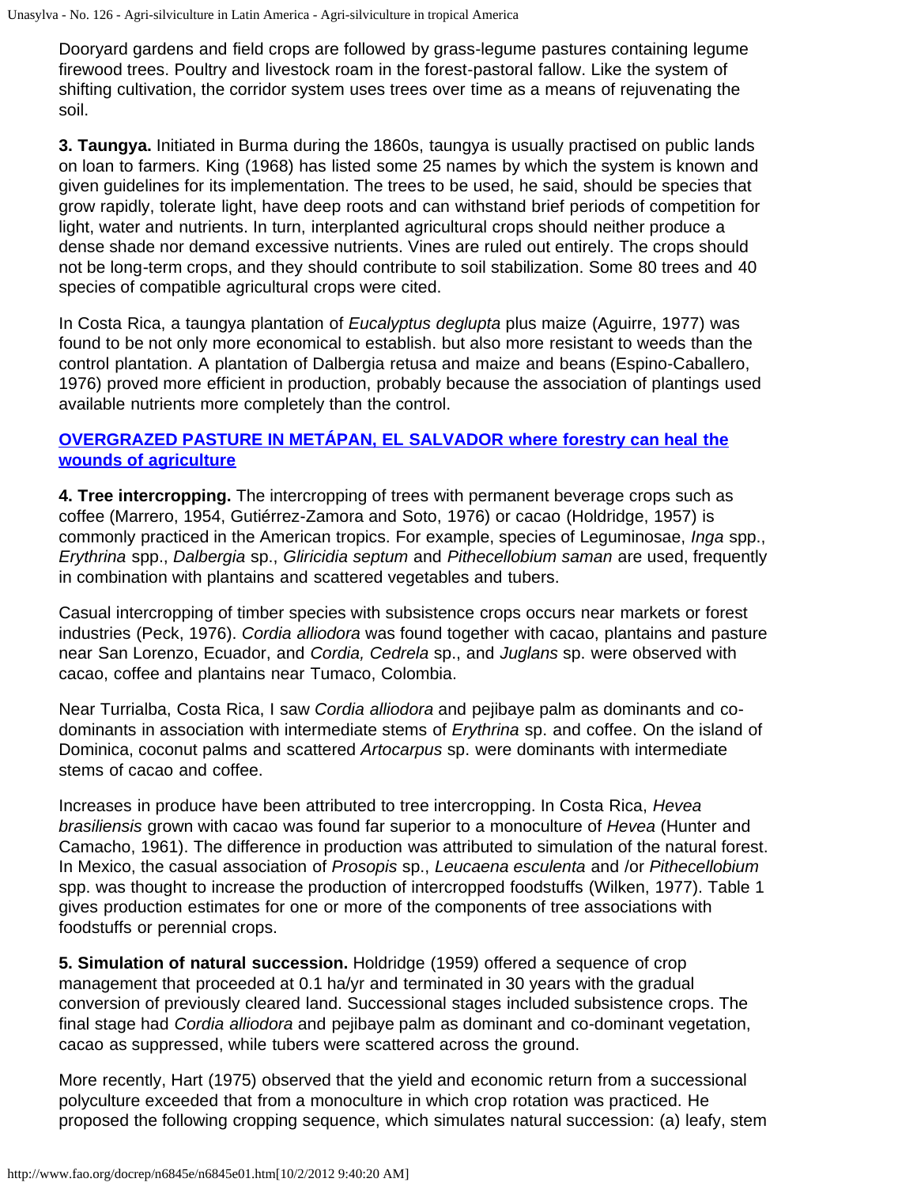Dooryard gardens and field crops are followed by grass-legume pastures containing legume firewood trees. Poultry and livestock roam in the forest-pastoral fallow. Like the system of shifting cultivation, the corridor system uses trees over time as a means of rejuvenating the soil.

**3. Taungya.** Initiated in Burma during the 1860s, taungya is usually practised on public lands on loan to farmers. King (1968) has listed some 25 names by which the system is known and given guidelines for its implementation. The trees to be used, he said, should be species that grow rapidly, tolerate light, have deep roots and can withstand brief periods of competition for light, water and nutrients. In turn, interplanted agricultural crops should neither produce a dense shade nor demand excessive nutrients. Vines are ruled out entirely. The crops should not be long-term crops, and they should contribute to soil stabilization. Some 80 trees and 40 species of compatible agricultural crops were cited.

In Costa Rica, a taungya plantation of *Eucalyptus deglupta* plus maize (Aguirre, 1977) was found to be not only more economical to establish. but also more resistant to weeds than the control plantation. A plantation of Dalbergia retusa and maize and beans (Espino-Caballero, 1976) proved more efficient in production, probably because the association of plantings used available nutrients more completely than the control.

**OVERGRAZED PASTURE IN METÁPAN, EL SALVADOR where forestry can heal the wounds of agriculture**

**4. Tree intercropping.** The intercropping of trees with permanent beverage crops such as coffee (Marrero, 1954, Gutiérrez-Zamora and Soto, 1976) or cacao (Holdridge, 1957) is commonly practiced in the American tropics. For example, species of Leguminosae, *Inga* spp., *Erythrina* spp., *Dalbergia* sp., *Gliricidia septum* and *Pithecellobium saman* are used, frequently in combination with plantains and scattered vegetables and tubers.

Casual intercropping of timber species with subsistence crops occurs near markets or forest industries (Peck, 1976). *Cordia alliodora* was found together with cacao, plantains and pasture near San Lorenzo, Ecuador, and *Cordia, Cedrela* sp., and *Juglans* sp. were observed with cacao, coffee and plantains near Tumaco, Colombia.

Near Turrialba, Costa Rica, I saw *Cordia alliodora* and pejibaye palm as dominants and co-dominants in association with intermediate stems of *Erythrina* sp. and coffee. On the island of Dominica, coconut palms and scattered *Artocarpus* sp. were dominants with intermediate stems of cacao and coffee.

Increases in produce have been attributed to tree intercropping. In Costa Rica, *Hevea brasiliensis* grown with cacao was found far superior to a monoculture of *Hevea* (Hunter and Camacho, 1961). The difference in production was attributed to simulation of the natural forest. In Mexico, the casual association of *Prosopis* sp., *Leucaena esculenta* and /or *Pithecellobium* spp. was thought to increase the production of intercropped foodstuffs (Wilken, 1977). Table 1 gives production estimates for one or more of the components of tree associations with foodstuffs or perennial crops.

**5. Simulation of natural succession.** Holdridge (1959) offered a sequence of crop management that proceeded at 0.1 ha/yr and terminated in 30 years with the gradual conversion of previously cleared land. Successional stages included subsistence crops. The final stage had *Cordia alliodora* and pejibaye palm as dominant and co-dominant vegetation, cacao as suppressed, while tubers were scattered across the ground.

More recently, Hart (1975) observed that the yield and economic return from a successional polyculture exceeded that from a monoculture in which crop rotation was practiced. He proposed the following cropping sequence, which simulates natural succession: (a) leafy, stem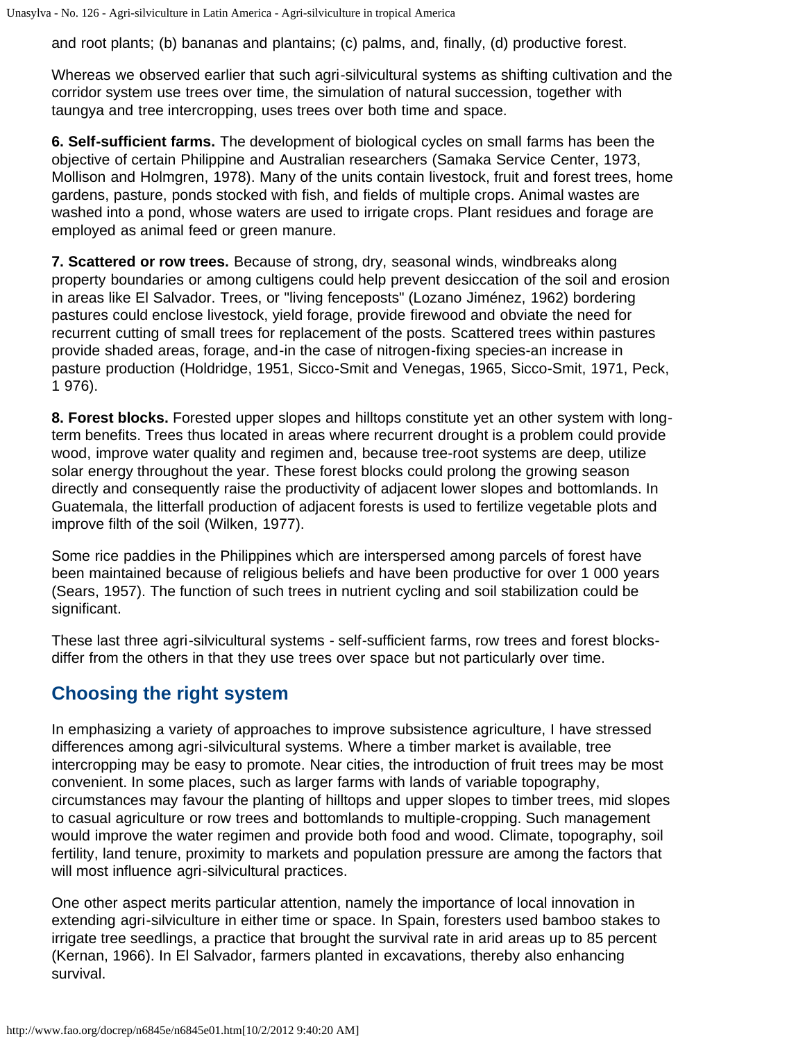and root plants; (b) bananas and plantains; (c) palms, and, finally, (d) productive forest.

Whereas we observed earlier that such agri-silvicultural systems as shifting cultivation and the corridor system use trees over time, the simulation of natural succession, together with taungya and tree intercropping, uses trees over both time and space.

**6. Self-sufficient farms.** The development of biological cycles on small farms has been the objective of certain Philippine and Australian researchers (Samaka Service Center, 1973, Mollison and Holmgren, 1978). Many of the units contain livestock, fruit and forest trees, home gardens, pasture, ponds stocked with fish, and fields of multiple crops. Animal wastes are washed into a pond, whose waters are used to irrigate crops. Plant residues and forage are employed as animal feed or green manure.

**7. Scattered or row trees.** Because of strong, dry, seasonal winds, windbreaks along property boundaries or among cultigens could help prevent desiccation of the soil and erosion in areas like El Salvador. Trees, or "living fenceposts" (Lozano Jiménez, 1962) bordering pastures could enclose livestock, yield forage, provide firewood and obviate the need for recurrent cutting of small trees for replacement of the posts. Scattered trees within pastures provide shaded areas, forage, and-in the case of nitrogen-fixing species-an increase in pasture production (Holdridge, 1951, Sicco-Smit and Venegas, 1965, Sicco-Smit, 1971, Peck, 1 976).

**8. Forest blocks.** Forested upper slopes and hilltops constitute yet an other system with long-term benefits. Trees thus located in areas where recurrent drought is a problem could provide wood, improve water quality and regimen and, because tree-root systems are deep, utilize solar energy throughout the year. These forest blocks could prolong the growing season directly and consequently raise the productivity of adjacent lower slopes and bottomlands. In Guatemala, the litterfall production of adjacent forests is used to fertilize vegetable plots and improve filth of the soil (Wilken, 1977).

Some rice paddies in the Philippines which are interspersed among parcels of forest have been maintained because of religious beliefs and have been productive for over 1 000 years (Sears, 1957). The function of such trees in nutrient cycling and soil stabilization could be significant.

These last three agri-silvicultural systems - self-sufficient farms, row trees and forest blocks-differ from the others in that they use trees over space but not particularly over time.

## Choosing the right system

In emphasizing a variety of approaches to improve subsistence agriculture, I have stressed differences among agri-silvicultural systems. Where a timber market is available, tree intercropping may be easy to promote. Near cities, the introduction of fruit trees may be most convenient. In some places, such as larger farms with lands of variable topography, circumstances may favour the planting of hilltops and upper slopes to timber trees, mid slopes to casual agriculture or row trees and bottomlands to multiple-cropping. Such management would improve the water regimen and provide both food and wood. Climate, topography, soil fertility, land tenure, proximity to markets and population pressure are among the factors that will most influence agri-silvicultural practices.

One other aspect merits particular attention, namely the importance of local innovation in extending agri-silviculture in either time or space. In Spain, foresters used bamboo stakes to irrigate tree seedlings, a practice that brought the survival rate in arid areas up to 85 percent (Kernan, 1966). In El Salvador, farmers planted in excavations, thereby also enhancing survival.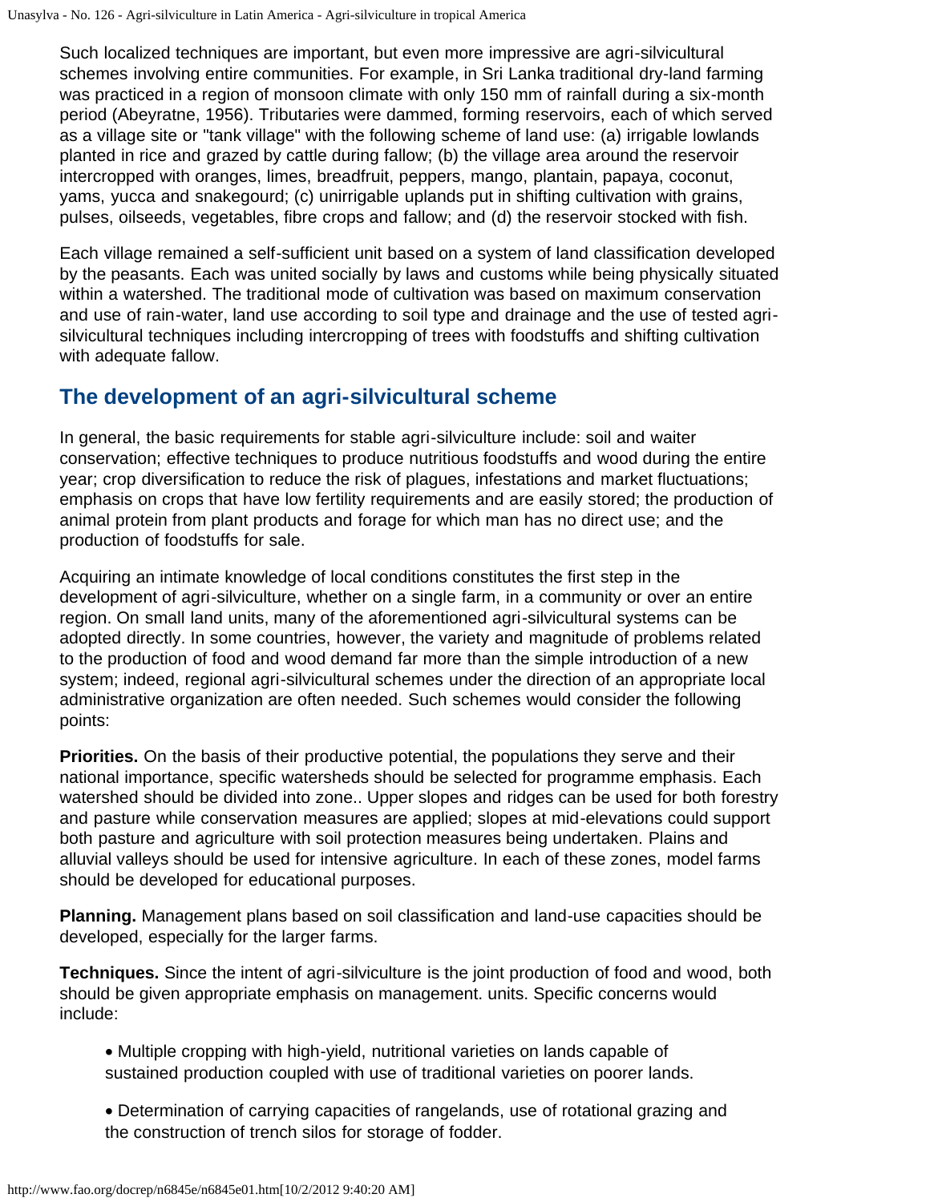Such localized techniques are important, but even more impressive are agri-silvicultural schemes involving entire communities. For example, in Sri Lanka traditional dry-land farming was practiced in a region of monsoon climate with only 150 mm of rainfall during a six-month period (Abeyratne, 1956). Tributaries were dammed, forming reservoirs, each of which served as a village site or "tank village" with the following scheme of land use: (a) irrigable lowlands planted in rice and grazed by cattle during fallow; (b) the village area around the reservoir intercropped with oranges, limes, breadfruit, peppers, mango, plantain, papaya, coconut, yams, yucca and snakegourd; (c) unirrigable uplands put in shifting cultivation with grains, pulses, oilseeds, vegetables, fibre crops and fallow; and (d) the reservoir stocked with fish.

Each village remained a self-sufficient unit based on a system of land classification developed by the peasants. Each was united socially by laws and customs while being physically situated within a watershed. The traditional mode of cultivation was based on maximum conservation and use of rain-water, land use according to soil type and drainage and the use of tested agri-silvicultural techniques including intercropping of trees with foodstuffs and shifting cultivation with adequate fallow.

## The development of an agri-silvicultural scheme

In general, the basic requirements for stable agri-silviculture include: soil and waiter conservation; effective techniques to produce nutritious foodstuffs and wood during the entire year; crop diversification to reduce the risk of plagues, infestations and market fluctuations; emphasis on crops that have low fertility requirements and are easily stored; the production of animal protein from plant products and forage for which man has no direct use; and the production of foodstuffs for sale.

Acquiring an intimate knowledge of local conditions constitutes the first step in the development of agri-silviculture, whether on a single farm, in a community or over an entire region. On small land units, many of the aforementioned agri-silvicultural systems can be adopted directly. In some countries, however, the variety and magnitude of problems related to the production of food and wood demand far more than the simple introduction of a new system; indeed, regional agri-silvicultural schemes under the direction of an appropriate local administrative organization are often needed. Such schemes would consider the following points:

**Priorities.** On the basis of their productive potential, the populations they serve and their national importance, specific watersheds should be selected for programme emphasis. Each watershed should be divided into zone.. Upper slopes and ridges can be used for both forestry and pasture while conservation measures are applied; slopes at mid-elevations could support both pasture and agriculture with soil protection measures being undertaken. Plains and alluvial valleys should be used for intensive agriculture. In each of these zones, model farms should be developed for educational purposes.

**Planning.** Management plans based on soil classification and land-use capacities should be developed, especially for the larger farms.

**Techniques.** Since the intent of agri-silviculture is the joint production of food and wood, both should be given appropriate emphasis on management. units. Specific concerns would include:

- Multiple cropping with high-yield, nutritional varieties on lands capable of sustained production coupled with use of traditional varieties on poorer lands.
- Determination of carrying capacities of rangelands, use of rotational grazing and the construction of trench silos for storage of fodder.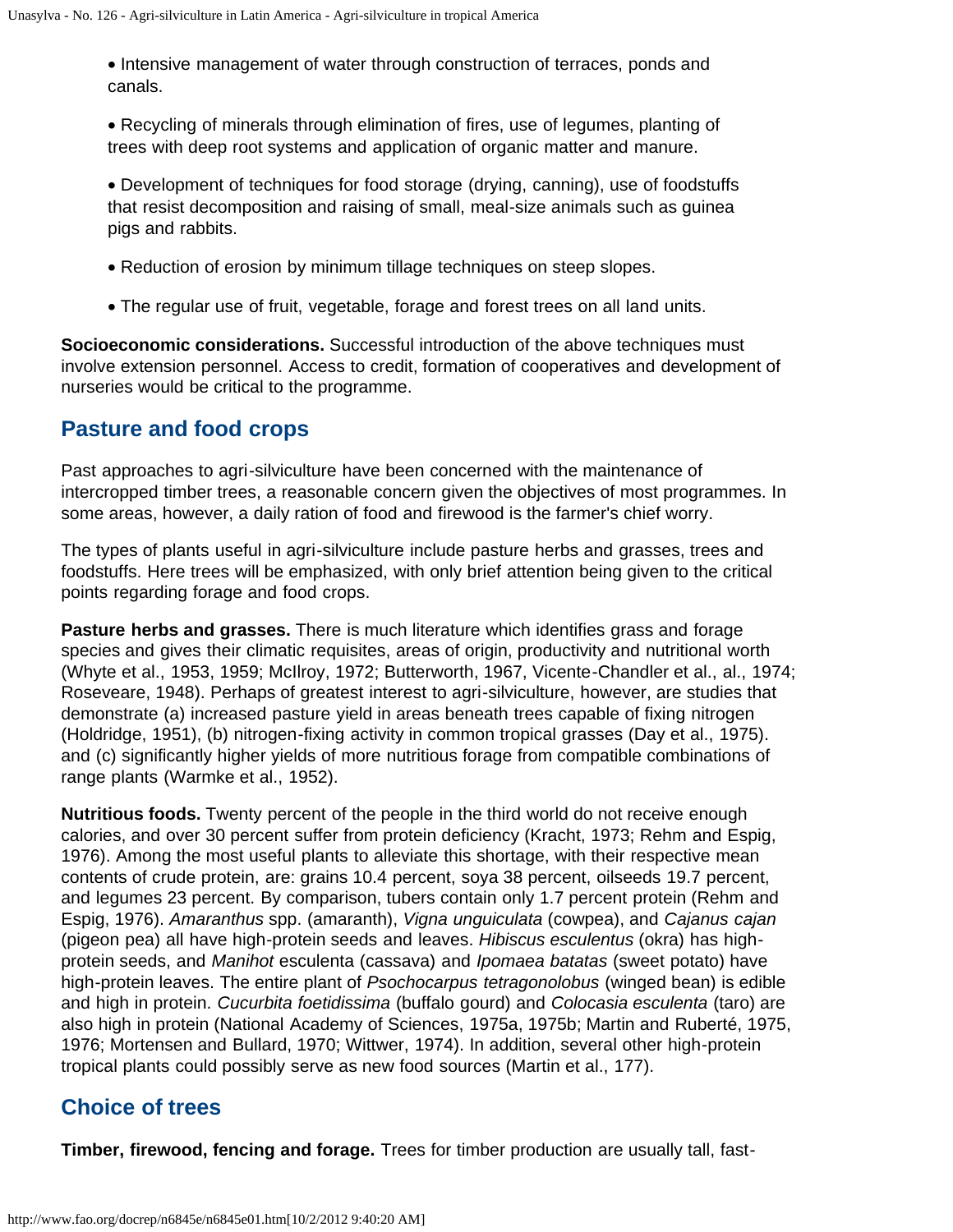- Intensive management of water through construction of terraces, ponds and canals.

- Recycling of minerals through elimination of fires, use of legumes, planting of trees with deep root systems and application of organic matter and manure.

- Development of techniques for food storage (drying, canning), use of foodstuffs that resist decomposition and raising of small, meal-size animals such as guinea pigs and rabbits.

- Reduction of erosion by minimum tillage techniques on steep slopes.

- The regular use of fruit, vegetable, forage and forest trees on all land units.

**Socioeconomic considerations.** Successful introduction of the above techniques must involve extension personnel. Access to credit, formation of cooperatives and development of nurseries would be critical to the programme.

## Pasture and food crops

Past approaches to agri-silviculture have been concerned with the maintenance of intercropped timber trees, a reasonable concern given the objectives of most programmes. In some areas, however, a daily ration of food and firewood is the farmer's chief worry.

The types of plants useful in agri-silviculture include pasture herbs and grasses, trees and foodstuffs. Here trees will be emphasized, with only brief attention being given to the critical points regarding forage and food crops.

**Pasture herbs and grasses.** There is much literature which identifies grass and forage species and gives their climatic requisites, areas of origin, productivity and nutritional worth (Whyte et al., 1953, 1959; McIlroy, 1972; Butterworth, 1967, Vicente-Chandler et al., al., 1974; Roseveare, 1948). Perhaps of greatest interest to agri-silviculture, however, are studies that demonstrate (a) increased pasture yield in areas beneath trees capable of fixing nitrogen (Holdridge, 1951), (b) nitrogen-fixing activity in common tropical grasses (Day et al., 1975). and (c) significantly higher yields of more nutritious forage from compatible combinations of range plants (Warmke et al., 1952).

**Nutritious foods.** Twenty percent of the people in the third world do not receive enough calories, and over 30 percent suffer from protein deficiency (Kracht, 1973; Rehm and Espig, 1976). Among the most useful plants to alleviate this shortage, with their respective mean contents of crude protein, are: grains 10.4 percent, soya 38 percent, oilseeds 19.7 percent, and legumes 23 percent. By comparison, tubers contain only 1.7 percent protein (Rehm and Espig, 1976). *Amaranthus* spp. (amaranth), *Vigna unguiculata* (cowpea), and *Cajanus cajan* (pigeon pea) all have high-protein seeds and leaves. *Hibiscus esculentus* (okra) has high-protein seeds, and *Manihot* esculenta (cassava) and *Ipomaea batatas* (sweet potato) have high-protein leaves. The entire plant of *Psochocarpus tetragonolobus* (winged bean) is edible and high in protein. *Cucurbita foetidissima* (buffalo gourd) and *Colocasia esculenta* (taro) are also high in protein (National Academy of Sciences, 1975a, 1975b; Martin and Ruberté, 1975, 1976; Mortensen and Bullard, 1970; Wittwer, 1974). In addition, several other high-protein tropical plants could possibly serve as new food sources (Martin et al., 177).

## Choice of trees

**Timber, firewood, fencing and forage.** Trees for timber production are usually tall, fast-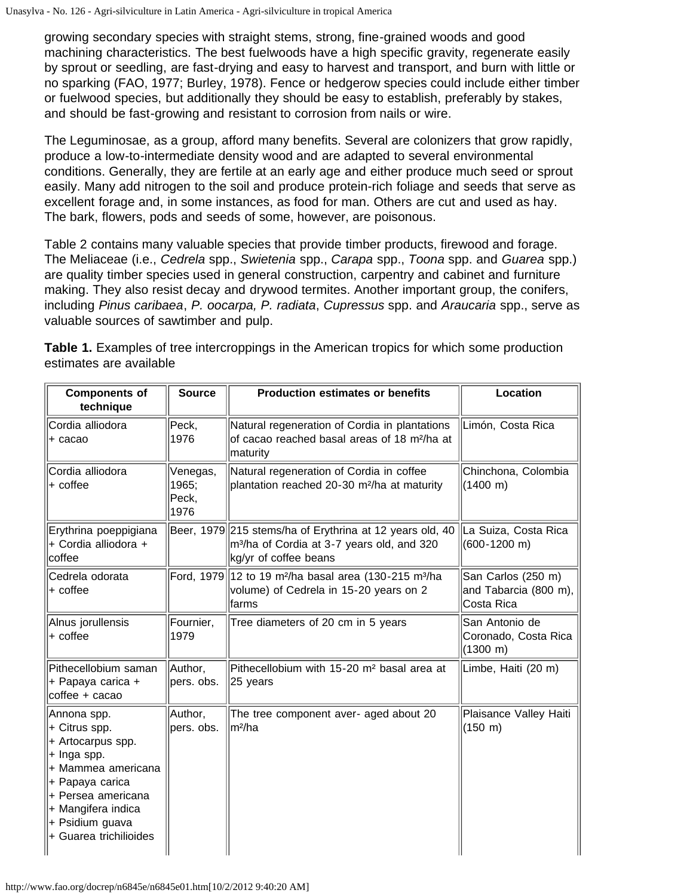growing secondary species with straight stems, strong, fine-grained woods and good machining characteristics. The best fuelwoods have a high specific gravity, regenerate easily by sprout or seedling, are fast-drying and easy to harvest and transport, and burn with little or no sparking (FAO, 1977; Burley, 1978). Fence or hedgerow species could include either timber or fuelwood species, but additionally they should be easy to establish, preferably by stakes, and should be fast-growing and resistant to corrosion from nails or wire.

The Leguminosae, as a group, afford many benefits. Several are colonizers that grow rapidly, produce a low-to-intermediate density wood and are adapted to several environmental conditions. Generally, they are fertile at an early age and either produce much seed or sprout easily. Many add nitrogen to the soil and produce protein-rich foliage and seeds that serve as excellent forage and, in some instances, as food for man. Others are cut and used as hay. The bark, flowers, pods and seeds of some, however, are poisonous.

Table 2 contains many valuable species that provide timber products, firewood and forage. The Meliaceae (i.e., *Cedrela* spp., *Swietenia* spp., *Carapa* spp., *Toona* spp. and *Guarea* spp.) are quality timber species used in general construction, carpentry and cabinet and furniture making. They also resist decay and drywood termites. Another important group, the conifers, including *Pinus caribaea*, *P. oocarpa, P. radiata*, *Cupressus* spp. and *Araucaria* spp., serve as valuable sources of sawtimber and pulp.

**Table 1.** Examples of tree intercroppings in the American tropics for which some production estimates are available

| Components of technique | Source | Production estimates or benefits | Location |
|---|---|---|---|
| Cordia alliodora + cacao | Peck, 1976 | Natural regeneration of Cordia in plantations of cacao reached basal areas of 18 m²/ha at maturity | Limón, Costa Rica |
| Cordia alliodora + coffee | Venegas, 1965; Peck, 1976 | Natural regeneration of Cordia in coffee plantation reached 20-30 m²/ha at maturity | Chinchona, Colombia (1400 m) |
| Erythrina poeppigiana + Cordia alliodora + coffee | Beer, 1979 | 215 stems/ha of Erythrina at 12 years old, 40 m³/ha of Cordia at 3-7 years old, and 320 kg/yr of coffee beans | La Suiza, Costa Rica (600-1200 m) |
| Cedrela odorata + coffee | Ford, 1979 | 12 to 19 m²/ha basal area (130-215 m³/ha volume) of Cedrela in 15-20 years on 2 farms | San Carlos (250 m) and Tabarcia (800 m), Costa Rica |
| Alnus jorullensis + coffee | Fournier, 1979 | Tree diameters of 20 cm in 5 years | San Antonio de Coronado, Costa Rica (1300 m) |
| Pithecellobium saman + Papaya carica + coffee + cacao | Author, pers. obs. | Pithecellobium with 15-20 m² basal area at 25 years | Limbe, Haiti (20 m) |
| Annona spp. + Citrus spp. + Artocarpus spp. + Inga spp. + Mammea americana + Papaya carica + Persea americana + Mangifera indica + Psidium guava + Guarea trichilioides | Author, pers. obs. | The tree component aver- aged about 20 m²/ha | Plaisance Valley Haiti (150 m) |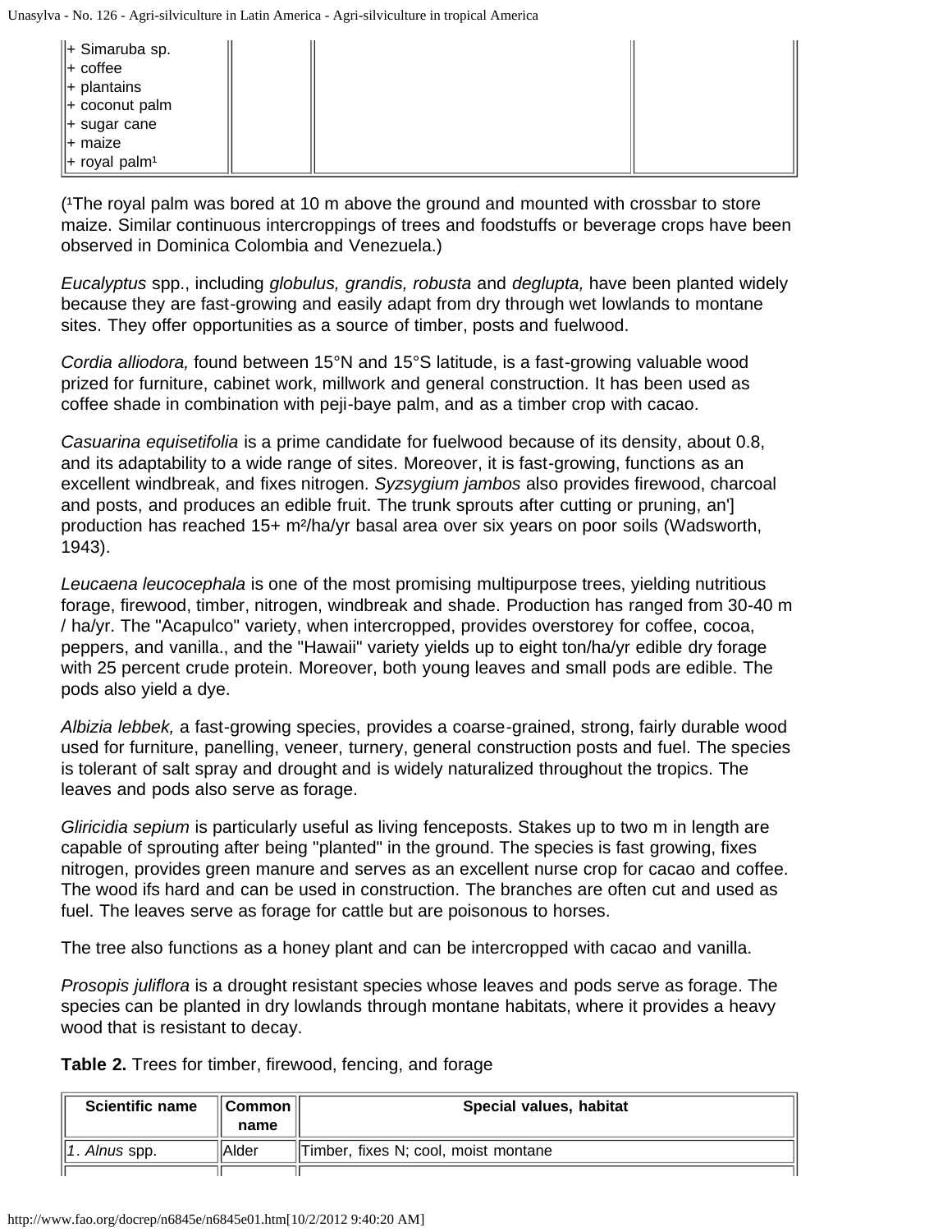| | | | |
|---|---|---|---|
| + Simaruba sp.<br>+ coffee<br>+ plantains<br>+ coconut palm<br>+ sugar cane<br>+ maize<br>+ royal palm[1] | | | |

([1]The royal palm was bored at 10 m above the ground and mounted with crossbar to store maize. Similar continuous intercroppings of trees and foodstuffs or beverage crops have been observed in Dominica Colombia and Venezuela.)

*Eucalyptus* spp., including *globulus, grandis, robusta* and *deglupta,* have been planted widely because they are fast-growing and easily adapt from dry through wet lowlands to montane sites. They offer opportunities as a source of timber, posts and fuelwood.

*Cordia alliodora,* found between 15°N and 15°S latitude, is a fast-growing valuable wood prized for furniture, cabinet work, millwork and general construction. It has been used as coffee shade in combination with peji-baye palm, and as a timber crop with cacao.

*Casuarina equisetifolia* is a prime candidate for fuelwood because of its density, about 0.8, and its adaptability to a wide range of sites. Moreover, it is fast-growing, functions as an excellent windbreak, and fixes nitrogen. *Syzsygium jambos* also provides firewood, charcoal and posts, and produces an edible fruit. The trunk sprouts after cutting or pruning, an'] production has reached 15+ $m^2$/ha/yr basal area over six years on poor soils (Wadsworth, 1943).

*Leucaena leucocephala* is one of the most promising multipurpose trees, yielding nutritious forage, firewood, timber, nitrogen, windbreak and shade. Production has ranged from 30-40 m / ha/yr. The "Acapulco" variety, when intercropped, provides overstorey for coffee, cocoa, peppers, and vanilla., and the "Hawaii" variety yields up to eight ton/ha/yr edible dry forage with 25 percent crude protein. Moreover, both young leaves and small pods are edible. The pods also yield a dye.

*Albizia lebbek,* a fast-growing species, provides a coarse-grained, strong, fairly durable wood used for furniture, panelling, veneer, turnery, general construction posts and fuel. The species is tolerant of salt spray and drought and is widely naturalized throughout the tropics. The leaves and pods also serve as forage.

*Gliricidia sepium* is particularly useful as living fenceposts. Stakes up to two m in length are capable of sprouting after being "planted" in the ground. The species is fast growing, fixes nitrogen, provides green manure and serves as an excellent nurse crop for cacao and coffee. The wood ifs hard and can be used in construction. The branches are often cut and used as fuel. The leaves serve as forage for cattle but are poisonous to horses.

The tree also functions as a honey plant and can be intercropped with cacao and vanilla.

*Prosopis juliflora* is a drought resistant species whose leaves and pods serve as forage. The species can be planted in dry lowlands through montane habitats, where it provides a heavy wood that is resistant to decay.

**Table 2.** Trees for timber, firewood, fencing, and forage

| Scientific name | Common name | Special values, habitat |
|---|---|---|
| 1. *Alnus* spp. | Alder | Timber, fixes N; cool, moist montane |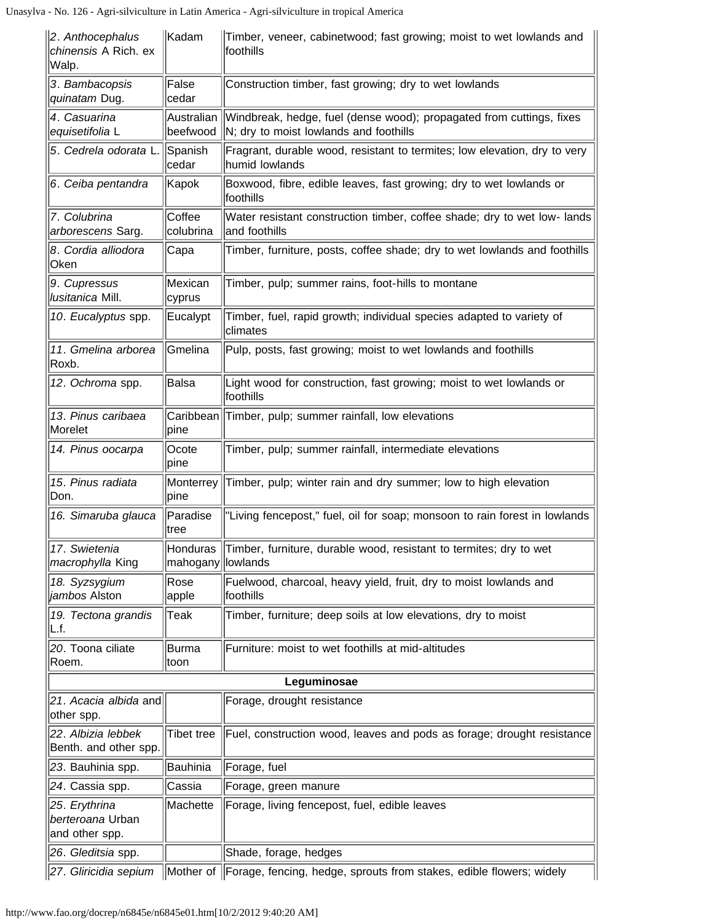| | | |
|---|---|---|
| 2. *Anthocephalus chinensis* A Rich. ex Walp. | Kadam | Timber, veneer, cabinetwood; fast growing; moist to wet lowlands and foothills |
| 3. *Bambacopsis quinatam* Dug. | False cedar | Construction timber, fast growing; dry to wet lowlands |
| 4. *Casuarina equisetifolia* L | Australian beefwood | Windbreak, hedge, fuel (dense wood); propagated from cuttings, fixes N; dry to moist lowlands and foothills |
| 5. *Cedrela odorata* L. | Spanish cedar | Fragrant, durable wood, resistant to termites; low elevation, dry to very humid lowlands |
| 6. *Ceiba pentandra* | Kapok | Boxwood, fibre, edible leaves, fast growing; dry to wet lowlands or foothills |
| 7. *Colubrina arborescens* Sarg. | Coffee colubrina | Water resistant construction timber, coffee shade; dry to wet low- lands and foothills |
| 8. *Cordia alliodora* Oken | Capa | Timber, furniture, posts, coffee shade; dry to wet lowlands and foothills |
| 9. *Cupressus lusitanica* Mill. | Mexican cyprus | Timber, pulp; summer rains, foot-hills to montane |
| 10. *Eucalyptus* spp. | Eucalypt | Timber, fuel, rapid growth; individual species adapted to variety of climates |
| 11. *Gmelina arborea* Roxb. | Gmelina | Pulp, posts, fast growing; moist to wet lowlands and foothills |
| 12. *Ochroma* spp. | Balsa | Light wood for construction, fast growing; moist to wet lowlands or foothills |
| 13. *Pinus caribaea* Morelet | Caribbean pine | Timber, pulp; summer rainfall, low elevations |
| 14. *Pinus oocarpa* | Ocote pine | Timber, pulp; summer rainfall, intermediate elevations |
| 15. *Pinus radiata* Don. | Monterrey pine | Timber, pulp; winter rain and dry summer; low to high elevation |
| 16. *Simaruba glauca* | Paradise tree | "Living fencepost," fuel, oil for soap; monsoon to rain forest in lowlands |
| 17. *Swietenia macrophylla* King | Honduras mahogany | Timber, furniture, durable wood, resistant to termites; dry to wet lowlands |
| 18. *Syzsygium jambos* Alston | Rose apple | Fuelwood, charcoal, heavy yield, fruit, dry to moist lowlands and foothills |
| 19. *Tectona grandis* L.f. | Teak | Timber, furniture; deep soils at low elevations, dry to moist |
| 20. Toona ciliate Roem. | Burma toon | Furniture: moist to wet foothills at mid-altitudes |
| **Leguminosae** | | |
| 21. *Acacia albida* and other spp. | | Forage, drought resistance |
| 22. *Albizia lebbek* Benth. and other spp. | Tibet tree | Fuel, construction wood, leaves and pods as forage; drought resistance |
| 23. Bauhinia spp. | Bauhinia | Forage, fuel |
| 24. Cassia spp. | Cassia | Forage, green manure |
| 25. *Erythrina berteroana* Urban and other spp. | Machette | Forage, living fencepost, fuel, edible leaves |
| 26. *Gleditsia* spp. | | Shade, forage, hedges |
| 27. *Gliricidia sepium* | Mother of | Forage, fencing, hedge, sprouts from stakes, edible flowers; widely |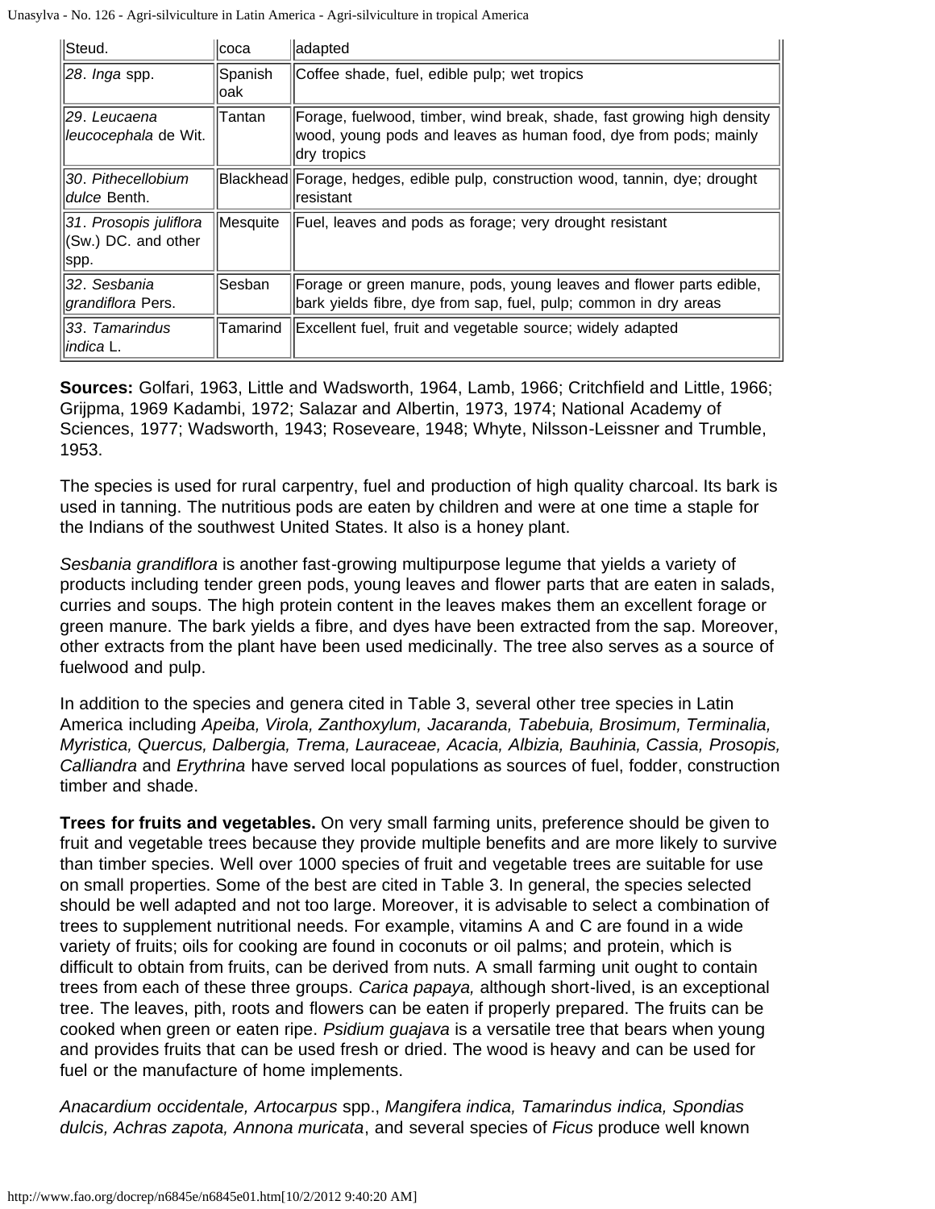| Steud. | coca | adapted |
|---|---|---|
| 28. *Inga* spp. | Spanish oak | Coffee shade, fuel, edible pulp; wet tropics |
| 29. *Leucaena leucocephala* de Wit. | Tantan | Forage, fuelwood, timber, wind break, shade, fast growing high density wood, young pods and leaves as human food, dye from pods; mainly dry tropics |
| 30. *Pithecellobium dulce* Benth. | Blackhead | Forage, hedges, edible pulp, construction wood, tannin, dye; drought resistant |
| 31. *Prosopis juliflora* (Sw.) DC. and other spp. | Mesquite | Fuel, leaves and pods as forage; very drought resistant |
| 32. *Sesbania grandiflora* Pers. | Sesban | Forage or green manure, pods, young leaves and flower parts edible, bark yields fibre, dye from sap, fuel, pulp; common in dry areas |
| 33. *Tamarindus indica* L. | Tamarind | Excellent fuel, fruit and vegetable source; widely adapted |

**Sources:** Golfari, 1963, Little and Wadsworth, 1964, Lamb, 1966; Critchfield and Little, 1966; Grijpma, 1969 Kadambi, 1972; Salazar and Albertin, 1973, 1974; National Academy of Sciences, 1977; Wadsworth, 1943; Roseveare, 1948; Whyte, Nilsson-Leissner and Trumble, 1953.

The species is used for rural carpentry, fuel and production of high quality charcoal. Its bark is used in tanning. The nutritious pods are eaten by children and were at one time a staple for the Indians of the southwest United States. It also is a honey plant.

*Sesbania grandiflora* is another fast-growing multipurpose legume that yields a variety of products including tender green pods, young leaves and flower parts that are eaten in salads, curries and soups. The high protein content in the leaves makes them an excellent forage or green manure. The bark yields a fibre, and dyes have been extracted from the sap. Moreover, other extracts from the plant have been used medicinally. The tree also serves as a source of fuelwood and pulp.

In addition to the species and genera cited in Table 3, several other tree species in Latin America including *Apeiba, Virola, Zanthoxylum, Jacaranda, Tabebuia, Brosimum, Terminalia, Myristica, Quercus, Dalbergia, Trema, Lauraceae, Acacia, Albizia, Bauhinia, Cassia, Prosopis, Calliandra* and *Erythrina* have served local populations as sources of fuel, fodder, construction timber and shade.

**Trees for fruits and vegetables.** On very small farming units, preference should be given to fruit and vegetable trees because they provide multiple benefits and are more likely to survive than timber species. Well over 1000 species of fruit and vegetable trees are suitable for use on small properties. Some of the best are cited in Table 3. In general, the species selected should be well adapted and not too large. Moreover, it is advisable to select a combination of trees to supplement nutritional needs. For example, vitamins A and C are found in a wide variety of fruits; oils for cooking are found in coconuts or oil palms; and protein, which is difficult to obtain from fruits, can be derived from nuts. A small farming unit ought to contain trees from each of these three groups. *Carica papaya,* although short-lived, is an exceptional tree. The leaves, pith, roots and flowers can be eaten if properly prepared. The fruits can be cooked when green or eaten ripe. *Psidium guajava* is a versatile tree that bears when young and provides fruits that can be used fresh or dried. The wood is heavy and can be used for fuel or the manufacture of home implements.

*Anacardium occidentale, Artocarpus* spp., *Mangifera indica, Tamarindus indica, Spondias dulcis, Achras zapota, Annona muricata*, and several species of *Ficus* produce well known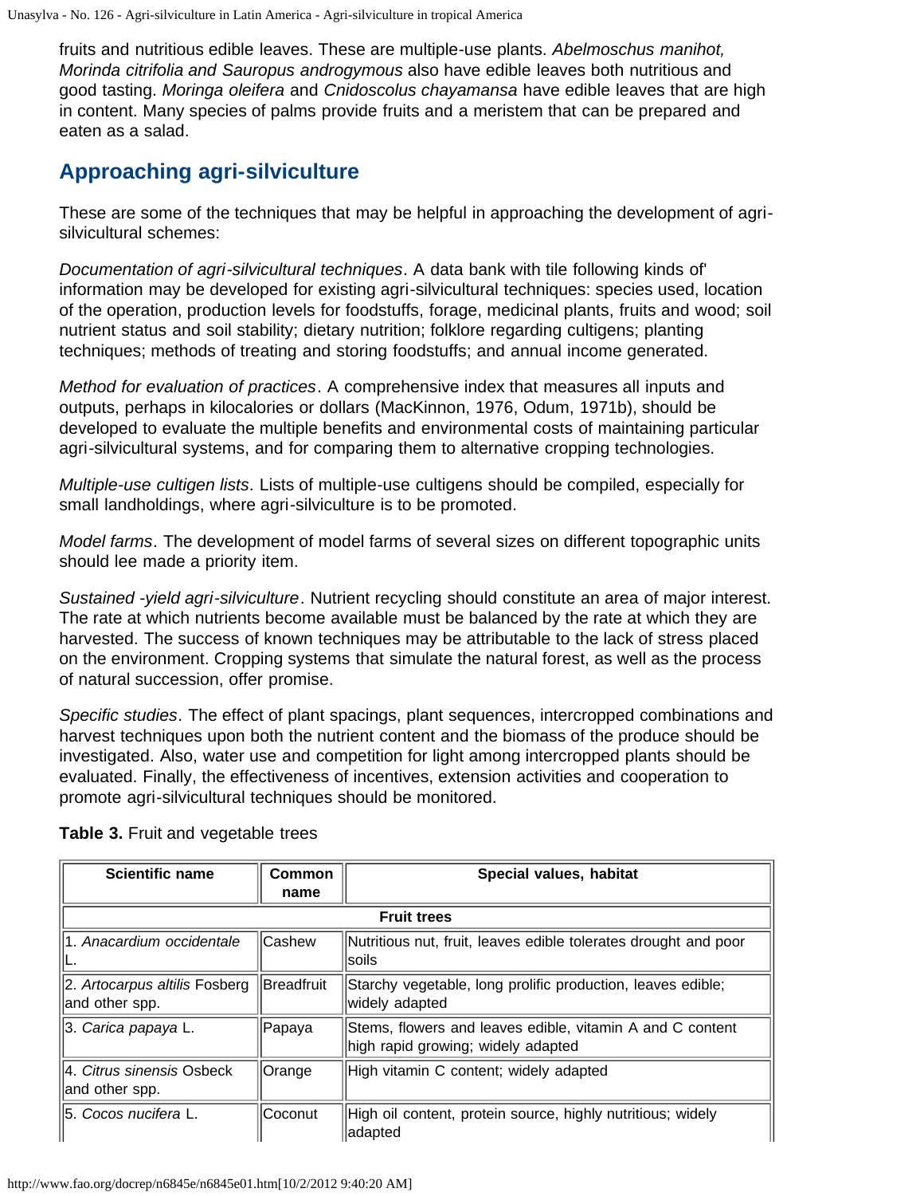fruits and nutritious edible leaves. These are multiple-use plants. *Abelmoschus manihot, Morinda citrifolia and Sauropus androgymous* also have edible leaves both nutritious and good tasting. *Moringa oleifera* and *Cnidoscolus chayamansa* have edible leaves that are high in content. Many species of palms provide fruits and a meristem that can be prepared and eaten as a salad.

## Approaching agri-silviculture

These are some of the techniques that may be helpful in approaching the development of agri-silvicultural schemes:

*Documentation of agri-silvicultural techniques*. A data bank with tile following kinds of' information may be developed for existing agri-silvicultural techniques: species used, location of the operation, production levels for foodstuffs, forage, medicinal plants, fruits and wood; soil nutrient status and soil stability; dietary nutrition; folklore regarding cultigens; planting techniques; methods of treating and storing foodstuffs; and annual income generated.

*Method for evaluation of practices*. A comprehensive index that measures all inputs and outputs, perhaps in kilocalories or dollars (MacKinnon, 1976, Odum, 1971b), should be developed to evaluate the multiple benefits and environmental costs of maintaining particular agri-silvicultural systems, and for comparing them to alternative cropping technologies.

*Multiple-use cultigen lists*. Lists of multiple-use cultigens should be compiled, especially for small landholdings, where agri-silviculture is to be promoted.

*Model farms*. The development of model farms of several sizes on different topographic units should lee made a priority item.

*Sustained -yield agri-silviculture*. Nutrient recycling should constitute an area of major interest. The rate at which nutrients become available must be balanced by the rate at which they are harvested. The success of known techniques may be attributable to the lack of stress placed on the environment. Cropping systems that simulate the natural forest, as well as the process of natural succession, offer promise.

*Specific studies*. The effect of plant spacings, plant sequences, intercropped combinations and harvest techniques upon both the nutrient content and the biomass of the produce should be investigated. Also, water use and competition for light among intercropped plants should be evaluated. Finally, the effectiveness of incentives, extension activities and cooperation to promote agri-silvicultural techniques should be monitored.

**Table 3.** Fruit and vegetable trees

| Scientific name | Common name | Special values, habitat |
|---|---|---|
| **Fruit trees** | | |
| 1. *Anacardium occidentale* L. | Cashew | Nutritious nut, fruit, leaves edible tolerates drought and poor soils |
| 2. *Artocarpus altilis* Fosberg and other spp. | Breadfruit | Starchy vegetable, long prolific production, leaves edible; widely adapted |
| 3. *Carica papaya* L. | Papaya | Stems, flowers and leaves edible, vitamin A and C content high rapid growing; widely adapted |
| 4. *Citrus sinensis* Osbeck and other spp. | Orange | High vitamin C content; widely adapted |
| 5. *Cocos nucifera* L. | Coconut | High oil content, protein source, highly nutritious; widely adapted |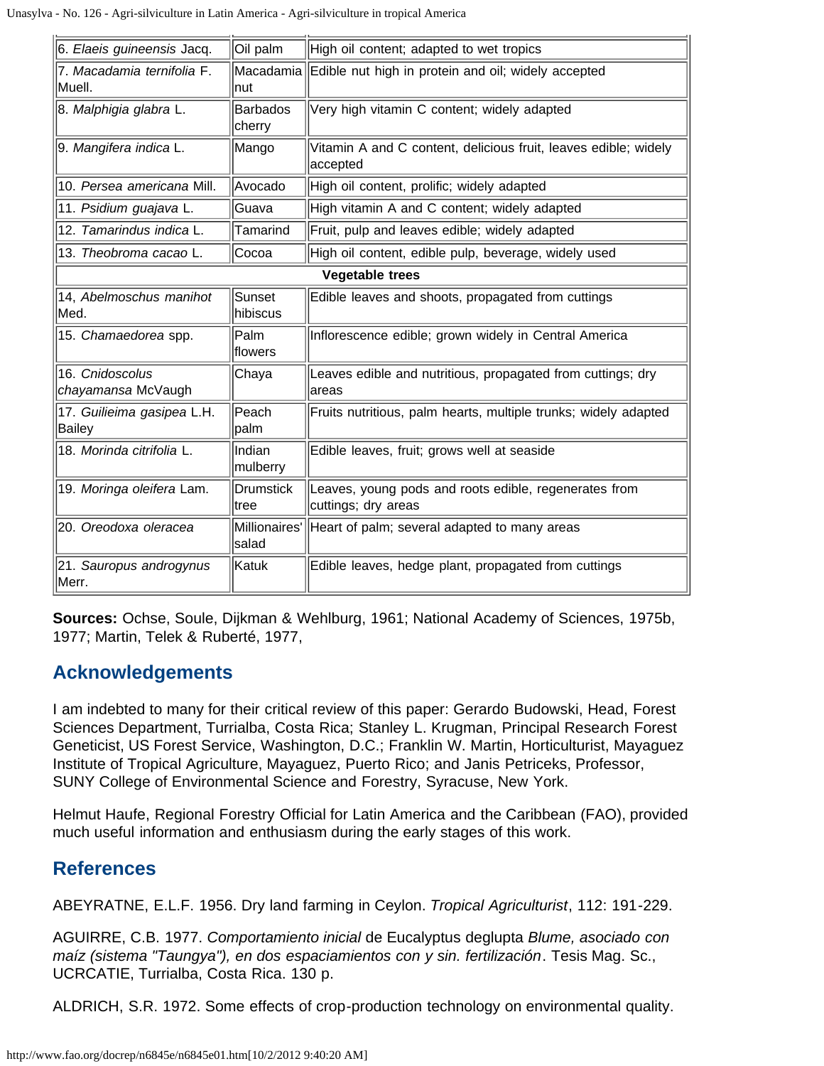| 6. *Elaeis guineensis* Jacq. | Oil palm | High oil content; adapted to wet tropics |
|---|---|---|
| 7. *Macadamia ternifolia* F. Muell. | Macadamia nut | Edible nut high in protein and oil; widely accepted |
| 8. *Malphigia glabra* L. | Barbados cherry | Very high vitamin C content; widely adapted |
| 9. *Mangifera indica* L. | Mango | Vitamin A and C content, delicious fruit, leaves edible; widely accepted |
| 10. *Persea americana* Mill. | Avocado | High oil content, prolific; widely adapted |
| 11. *Psidium guajava* L. | Guava | High vitamin A and C content; widely adapted |
| 12. *Tamarindus indica* L. | Tamarind | Fruit, pulp and leaves edible; widely adapted |
| 13. *Theobroma cacao* L. | Cocoa | High oil content, edible pulp, beverage, widely used |
| **Vegetable trees** | | |
| 14, *Abelmoschus manihot* Med. | Sunset hibiscus | Edible leaves and shoots, propagated from cuttings |
| 15. *Chamaedorea* spp. | Palm flowers | Inflorescence edible; grown widely in Central America |
| 16. *Cnidoscolus chayamansa* McVaugh | Chaya | Leaves edible and nutritious, propagated from cuttings; dry areas |
| 17. *Guilieima gasipea* L.H. Bailey | Peach palm | Fruits nutritious, palm hearts, multiple trunks; widely adapted |
| 18. *Morinda citrifolia* L. | Indian mulberry | Edible leaves, fruit; grows well at seaside |
| 19. *Moringa oleifera* Lam. | Drumstick tree | Leaves, young pods and roots edible, regenerates from cuttings; dry areas |
| 20. *Oreodoxa oleracea* | Millionaires' salad | Heart of palm; several adapted to many areas |
| 21. *Sauropus androgynus* Merr. | Katuk | Edible leaves, hedge plant, propagated from cuttings |

**Sources:** Ochse, Soule, Dijkman & Wehlburg, 1961; National Academy of Sciences, 1975b, 1977; Martin, Telek & Ruberté, 1977,

## Acknowledgements

I am indebted to many for their critical review of this paper: Gerardo Budowski, Head, Forest Sciences Department, Turrialba, Costa Rica; Stanley L. Krugman, Principal Research Forest Geneticist, US Forest Service, Washington, D.C.; Franklin W. Martin, Horticulturist, Mayaguez Institute of Tropical Agriculture, Mayaguez, Puerto Rico; and Janis Petriceks, Professor, SUNY College of Environmental Science and Forestry, Syracuse, New York.

Helmut Haufe, Regional Forestry Official for Latin America and the Caribbean (FAO), provided much useful information and enthusiasm during the early stages of this work.

## References

ABEYRATNE, E.L.F. 1956. Dry land farming in Ceylon. *Tropical Agriculturist*, 112: 191-229.

AGUIRRE, C.B. 1977. *Comportamiento inicial* de Eucalyptus deglupta *Blume, asociado con maíz (sistema "Taungya"), en dos espaciamientos con y sin. fertilización*. Tesis Mag. Sc., UCRCATIE, Turrialba, Costa Rica. 130 p.

ALDRICH, S.R. 1972. Some effects of crop-production technology on environmental quality.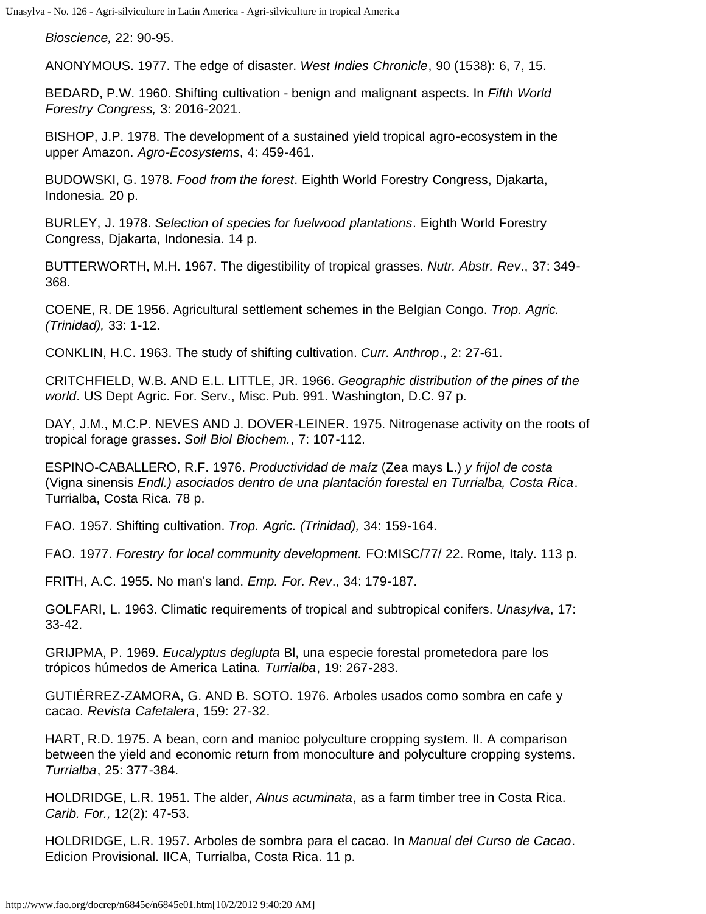*Bioscience,* 22: 90-95.

ANONYMOUS. 1977. The edge of disaster. *West Indies Chronicle*, 90 (1538): 6, 7, 15.

BEDARD, P.W. 1960. Shifting cultivation - benign and malignant aspects. In *Fifth World Forestry Congress,* 3: 2016-2021.

BISHOP, J.P. 1978. The development of a sustained yield tropical agro-ecosystem in the upper Amazon. *Agro-Ecosystems*, 4: 459-461.

BUDOWSKI, G. 1978. *Food from the forest*. Eighth World Forestry Congress, Djakarta, Indonesia. 20 p.

BURLEY, J. 1978. *Selection of species for fuelwood plantations*. Eighth World Forestry Congress, Djakarta, Indonesia. 14 p.

BUTTERWORTH, M.H. 1967. The digestibility of tropical grasses. *Nutr. Abstr. Rev*., 37: 349-368.

COENE, R. DE 1956. Agricultural settlement schemes in the Belgian Congo. *Trop. Agric. (Trinidad),* 33: 1-12.

CONKLIN, H.C. 1963. The study of shifting cultivation. *Curr. Anthrop*., 2: 27-61.

CRITCHFIELD, W.B. AND E.L. LITTLE, JR. 1966. *Geographic distribution of the pines of the world*. US Dept Agric. For. Serv., Misc. Pub. 991. Washington, D.C. 97 p.

DAY, J.M., M.C.P. NEVES AND J. DOVER-LEINER. 1975. Nitrogenase activity on the roots of tropical forage grasses. *Soil Biol Biochem.*, 7: 107-112.

ESPINO-CABALLERO, R.F. 1976. *Productividad de maíz* (Zea mays L.) *y frijol de costa* (Vigna sinensis *Endl.) asociados dentro de una plantación forestal en Turrialba, Costa Rica*. Turrialba, Costa Rica. 78 p.

FAO. 1957. Shifting cultivation. *Trop. Agric. (Trinidad),* 34: 159-164.

FAO. 1977. *Forestry for local community development.* FO:MISC/77/ 22. Rome, Italy. 113 p.

FRITH, A.C. 1955. No man's land. *Emp. For. Rev*., 34: 179-187.

GOLFARI, L. 1963. Climatic requirements of tropical and subtropical conifers. *Unasylva*, 17: 33-42.

GRIJPMA, P. 1969. *Eucalyptus deglupta* Bl, una especie forestal prometedora pare los trópicos húmedos de America Latina. *Turrialba*, 19: 267-283.

GUTIÉRREZ-ZAMORA, G. AND B. SOTO. 1976. Arboles usados como sombra en cafe y cacao. *Revista Cafetalera*, 159: 27-32.

HART, R.D. 1975. A bean, corn and manioc polyculture cropping system. II. A comparison between the yield and economic return from monoculture and polyculture cropping systems. *Turrialba*, 25: 377-384.

HOLDRIDGE, L.R. 1951. The alder, *Alnus acuminata*, as a farm timber tree in Costa Rica. *Carib. For.,* 12(2): 47-53.

HOLDRIDGE, L.R. 1957. Arboles de sombra para el cacao. In *Manual del Curso de Cacao*. Edicion Provisional. IICA, Turrialba, Costa Rica. 11 p.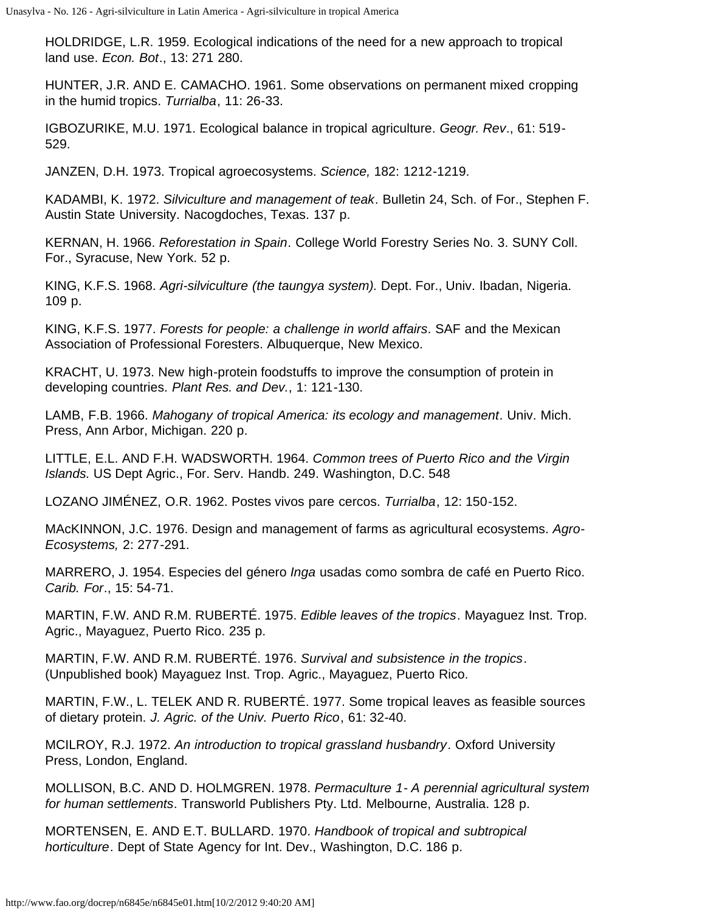HOLDRIDGE, L.R. 1959. Ecological indications of the need for a new approach to tropical land use. *Econ. Bot*., 13: 271 280.

HUNTER, J.R. AND E. CAMACHO. 1961. Some observations on permanent mixed cropping in the humid tropics. *Turrialba*, 11: 26-33.

IGBOZURIKE, M.U. 1971. Ecological balance in tropical agriculture. *Geogr. Rev*., 61: 519-529.

JANZEN, D.H. 1973. Tropical agroecosystems. *Science,* 182: 1212-1219.

KADAMBI, K. 1972. *Silviculture and management of teak*. Bulletin 24, Sch. of For., Stephen F. Austin State University. Nacogdoches, Texas. 137 p.

KERNAN, H. 1966. *Reforestation in Spain*. College World Forestry Series No. 3. SUNY Coll. For., Syracuse, New York. 52 p.

KING, K.F.S. 1968. *Agri-silviculture (the taungya system).* Dept. For., Univ. Ibadan, Nigeria. 109 p.

KING, K.F.S. 1977. *Forests for people: a challenge in world affairs*. SAF and the Mexican Association of Professional Foresters. Albuquerque, New Mexico.

KRACHT, U. 1973. New high-protein foodstuffs to improve the consumption of protein in developing countries. *Plant Res. and Dev.*, 1: 121-130.

LAMB, F.B. 1966. *Mahogany of tropical America: its ecology and management*. Univ. Mich. Press, Ann Arbor, Michigan. 220 p.

LITTLE, E.L. AND F.H. WADSWORTH. 1964. *Common trees of Puerto Rico and the Virgin Islands.* US Dept Agric., For. Serv. Handb. 249. Washington, D.C. 548

LOZANO JIMÉNEZ, O.R. 1962. Postes vivos pare cercos. *Turrialba*, 12: 150-152.

MAcKINNON, J.C. 1976. Design and management of farms as agricultural ecosystems. *Agro-Ecosystems,* 2: 277-291.

MARRERO, J. 1954. Especies del género *Inga* usadas como sombra de café en Puerto Rico. *Carib. For*., 15: 54-71.

MARTIN, F.W. AND R.M. RUBERTÉ. 1975. *Edible leaves of the tropics*. Mayaguez Inst. Trop. Agric., Mayaguez, Puerto Rico. 235 p.

MARTIN, F.W. AND R.M. RUBERTÉ. 1976. *Survival and subsistence in the tropics*. (Unpublished book) Mayaguez Inst. Trop. Agric., Mayaguez, Puerto Rico.

MARTIN, F.W., L. TELEK AND R. RUBERTÉ. 1977. Some tropical leaves as feasible sources of dietary protein. *J. Agric. of the Univ. Puerto Rico*, 61: 32-40.

MCILROY, R.J. 1972. *An introduction to tropical grassland husbandry*. Oxford University Press, London, England.

MOLLISON, B.C. AND D. HOLMGREN. 1978. *Permaculture 1- A perennial agricultural system for human settlements*. Transworld Publishers Pty. Ltd. Melbourne, Australia. 128 p.

MORTENSEN, E. AND E.T. BULLARD. 1970. *Handbook of tropical and subtropical horticulture*. Dept of State Agency for Int. Dev., Washington, D.C. 186 p.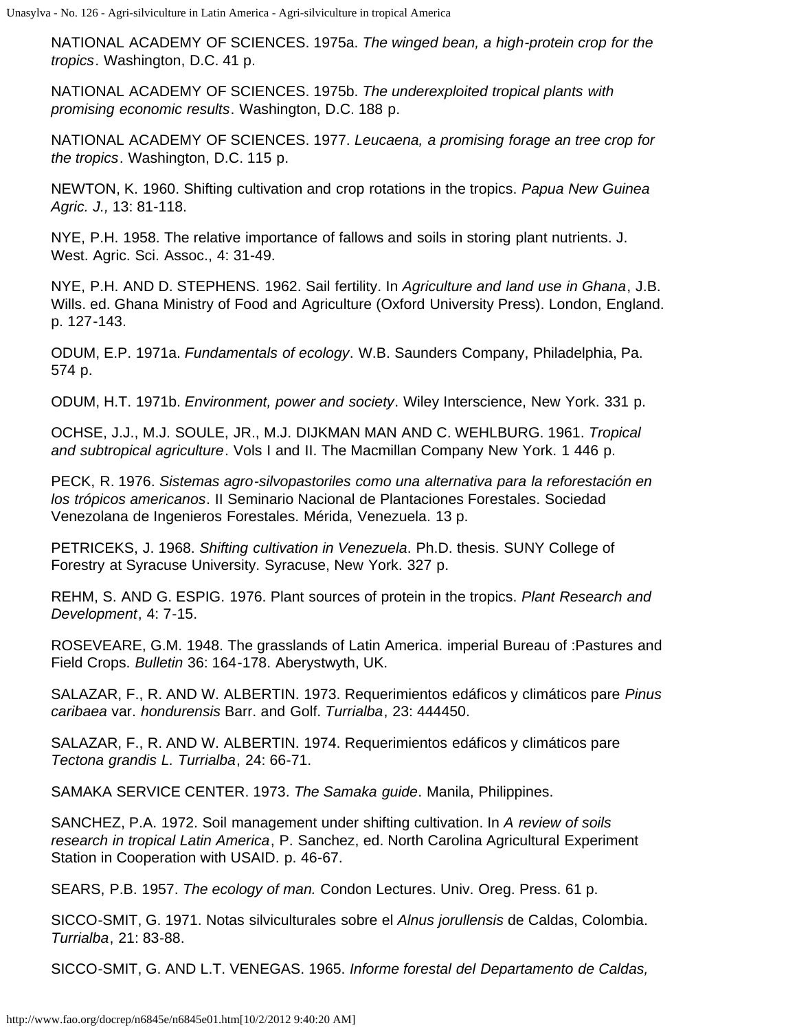NATIONAL ACADEMY OF SCIENCES. 1975a. *The winged bean, a high-protein crop for the tropics*. Washington, D.C. 41 p.

NATIONAL ACADEMY OF SCIENCES. 1975b. *The underexploited tropical plants with promising economic results*. Washington, D.C. 188 p.

NATIONAL ACADEMY OF SCIENCES. 1977. *Leucaena, a promising forage an tree crop for the tropics*. Washington, D.C. 115 p.

NEWTON, K. 1960. Shifting cultivation and crop rotations in the tropics. *Papua New Guinea Agric. J.,* 13: 81-118.

NYE, P.H. 1958. The relative importance of fallows and soils in storing plant nutrients. J. West. Agric. Sci. Assoc., 4: 31-49.

NYE, P.H. AND D. STEPHENS. 1962. Sail fertility. In *Agriculture and land use in Ghana*, J.B. Wills. ed. Ghana Ministry of Food and Agriculture (Oxford University Press). London, England. p. 127-143.

ODUM, E.P. 1971a. *Fundamentals of ecology*. W.B. Saunders Company, Philadelphia, Pa. 574 p.

ODUM, H.T. 1971b. *Environment, power and society*. Wiley Interscience, New York. 331 p.

OCHSE, J.J., M.J. SOULE, JR., M.J. DIJKMAN MAN AND C. WEHLBURG. 1961. *Tropical and subtropical agriculture*. Vols I and II. The Macmillan Company New York. 1 446 p.

PECK, R. 1976. *Sistemas agro-silvopastoriles como una alternativa para la reforestación en los trópicos americanos*. II Seminario Nacional de Plantaciones Forestales. Sociedad Venezolana de Ingenieros Forestales. Mérida, Venezuela. 13 p.

PETRICEKS, J. 1968. *Shifting cultivation in Venezuela*. Ph.D. thesis. SUNY College of Forestry at Syracuse University. Syracuse, New York. 327 p.

REHM, S. AND G. ESPIG. 1976. Plant sources of protein in the tropics. *Plant Research and Development*, 4: 7-15.

ROSEVEARE, G.M. 1948. The grasslands of Latin America. imperial Bureau of :Pastures and Field Crops. *Bulletin* 36: 164-178. Aberystwyth, UK.

SALAZAR, F., R. AND W. ALBERTIN. 1973. Requerimientos edáficos y climáticos pare *Pinus caribaea* var. *hondurensis* Barr. and Golf. *Turrialba*, 23: 444450.

SALAZAR, F., R. AND W. ALBERTIN. 1974. Requerimientos edáficos y climáticos pare *Tectona grandis L. Turrialba*, 24: 66-71.

SAMAKA SERVICE CENTER. 1973. *The Samaka guide*. Manila, Philippines.

SANCHEZ, P.A. 1972. Soil management under shifting cultivation. In *A review of soils research in tropical Latin America*, P. Sanchez, ed. North Carolina Agricultural Experiment Station in Cooperation with USAID. p. 46-67.

SEARS, P.B. 1957. *The ecology of man.* Condon Lectures. Univ. Oreg. Press. 61 p.

SICCO-SMIT, G. 1971. Notas silviculturales sobre el *Alnus jorullensis* de Caldas, Colombia. *Turrialba*, 21: 83-88.

SICCO-SMIT, G. AND L.T. VENEGAS. 1965. *Informe forestal del Departamento de Caldas,*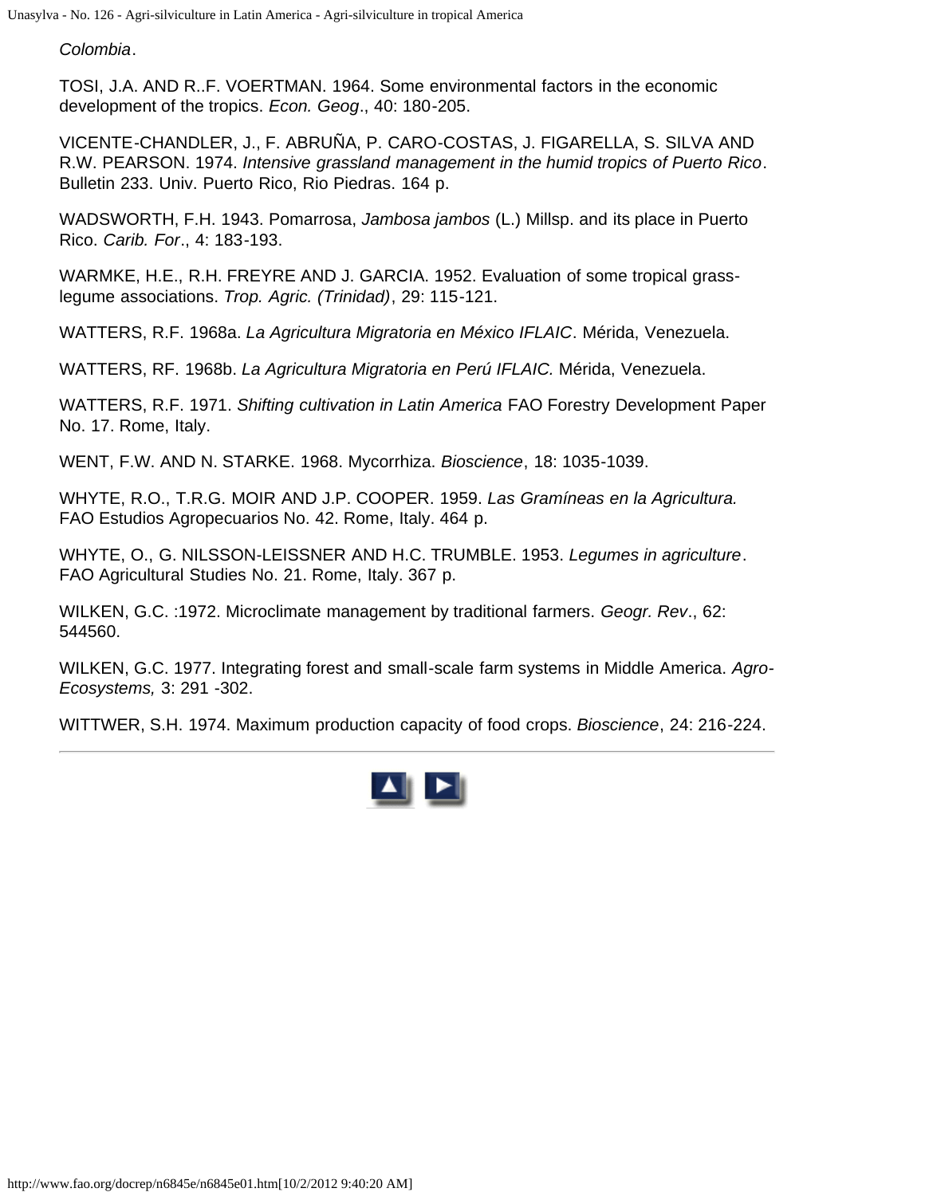*Colombia*.

TOSI, J.A. AND R..F. VOERTMAN. 1964. Some environmental factors in the economic development of the tropics. *Econ. Geog*., 40: 180-205.

VICENTE-CHANDLER, J., F. ABRUÑA, P. CARO-COSTAS, J. FIGARELLA, S. SILVA AND R.W. PEARSON. 1974. *Intensive grassland management in the humid tropics of Puerto Rico*. Bulletin 233. Univ. Puerto Rico, Rio Piedras. 164 p.

WADSWORTH, F.H. 1943. Pomarrosa, *Jambosa jambos* (L.) Millsp. and its place in Puerto Rico. *Carib. For*., 4: 183-193.

WARMKE, H.E., R.H. FREYRE AND J. GARCIA. 1952. Evaluation of some tropical grass-legume associations. *Trop. Agric. (Trinidad)*, 29: 115-121.

WATTERS, R.F. 1968a. *La Agricultura Migratoria en México IFLAIC*. Mérida, Venezuela.

WATTERS, RF. 1968b. *La Agricultura Migratoria en Perú IFLAIC.* Mérida, Venezuela.

WATTERS, R.F. 1971. *Shifting cultivation in Latin America* FAO Forestry Development Paper No. 17. Rome, Italy.

WENT, F.W. AND N. STARKE. 1968. Mycorrhiza. *Bioscience*, 18: 1035-1039.

WHYTE, R.O., T.R.G. MOIR AND J.P. COOPER. 1959. *Las Gramíneas en la Agricultura.* FAO Estudios Agropecuarios No. 42. Rome, Italy. 464 p.

WHYTE, O., G. NILSSON-LEISSNER AND H.C. TRUMBLE. 1953. *Legumes in agriculture*. FAO Agricultural Studies No. 21. Rome, Italy. 367 p.

WILKEN, G.C. :1972. Microclimate management by traditional farmers. *Geogr. Rev*., 62: 544560.

WILKEN, G.C. 1977. Integrating forest and small-scale farm systems in Middle America. *Agro-Ecosystems,* 3: 291 -302.

WITTWER, S.H. 1974. Maximum production capacity of food crops. *Bioscience*, 24: 216-224.